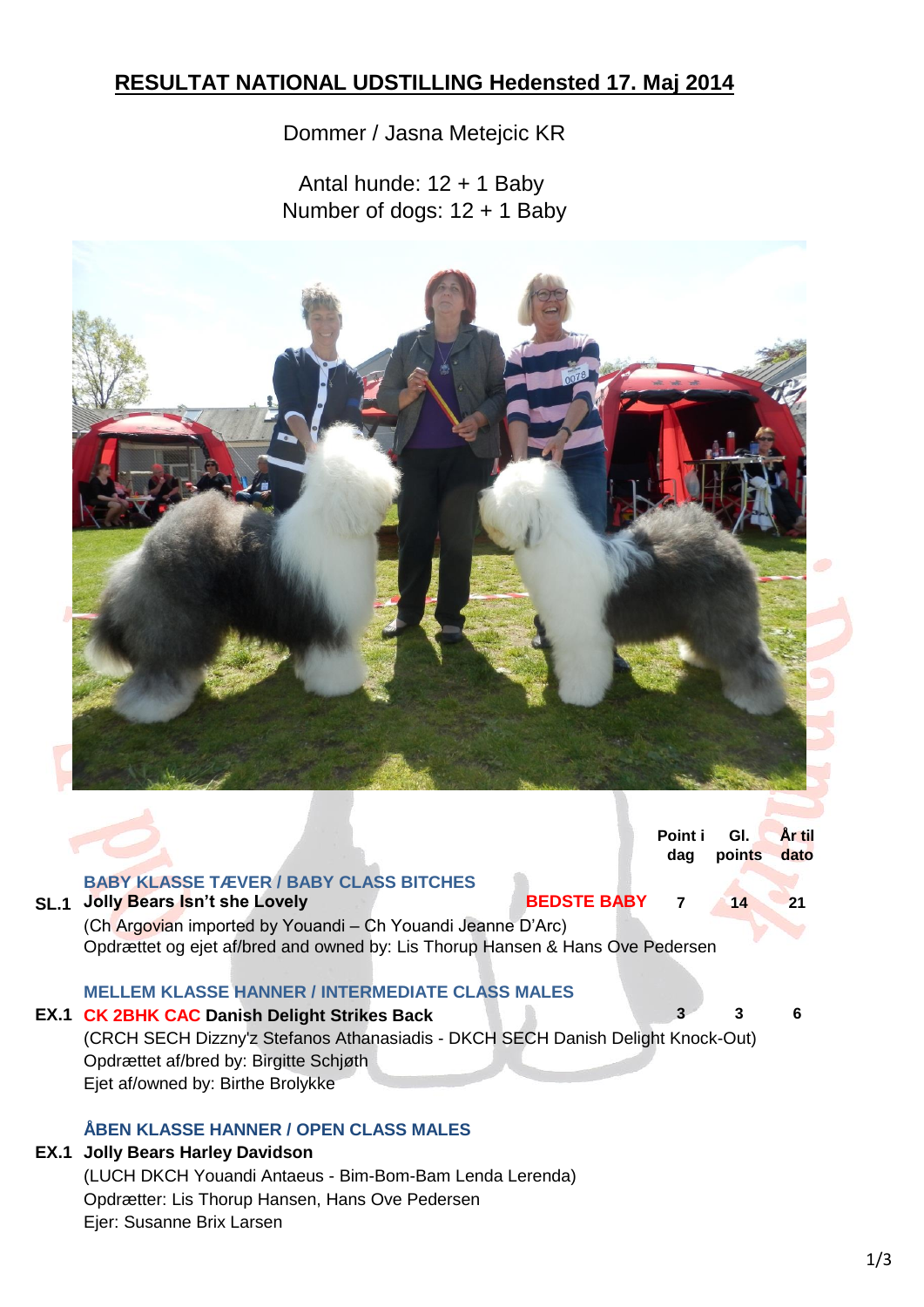# RESULTAT NATIONAL UDSTILLING Hedensted 17. Maj 2014

Dommer / Jasna Metejcic KR

Antal hunde: 12 + 1 Baby
Number of dogs: 12 + 1 Baby

| | | | Point i dag | Gl. points | År til dato |
|---|---|---|---|---|---|
| | **BABY KLASSE TÆVER / BABY CLASS BITCHES** | | | | |
| **SL.1** | **Jolly Bears Isn't she Lovely** | **BEDSTE BABY** | **7** | **14** | **21** |
| | **MELLEM KLASSE HANNER / INTERMEDIATE CLASS MALES** | | | | |
| **EX.1** | **CK 2BHK CAC Danish Delight Strikes Back** | | **3** | **3** | **6** |

### BABY KLASSE TÆVER / BABY CLASS BITCHES

**SL.1 Jolly Bears Isn't she Lovely** — **BEDSTE BABY**
(Ch Argovian imported by Youandi – Ch Youandi Jeanne D'Arc)
Opdrættet og ejet af/bred and owned by: Lis Thorup Hansen & Hans Ove Pedersen

### MELLEM KLASSE HANNER / INTERMEDIATE CLASS MALES

**EX.1 CK 2BHK CAC Danish Delight Strikes Back**
(CRCH SECH Dizzny'z Stefanos Athanasiadis - DKCH SECH Danish Delight Knock-Out)
Opdrættet af/bred by: Birgitte Schjøth
Ejet af/owned by: Birthe Brolykke

### ÅBEN KLASSE HANNER / OPEN CLASS MALES

**EX.1 Jolly Bears Harley Davidson**
(LUCH DKCH Youandi Antaeus - Bim-Bom-Bam Lenda Lerenda)
Opdrætter: Lis Thorup Hansen, Hans Ove Pedersen
Ejer: Susanne Brix Larsen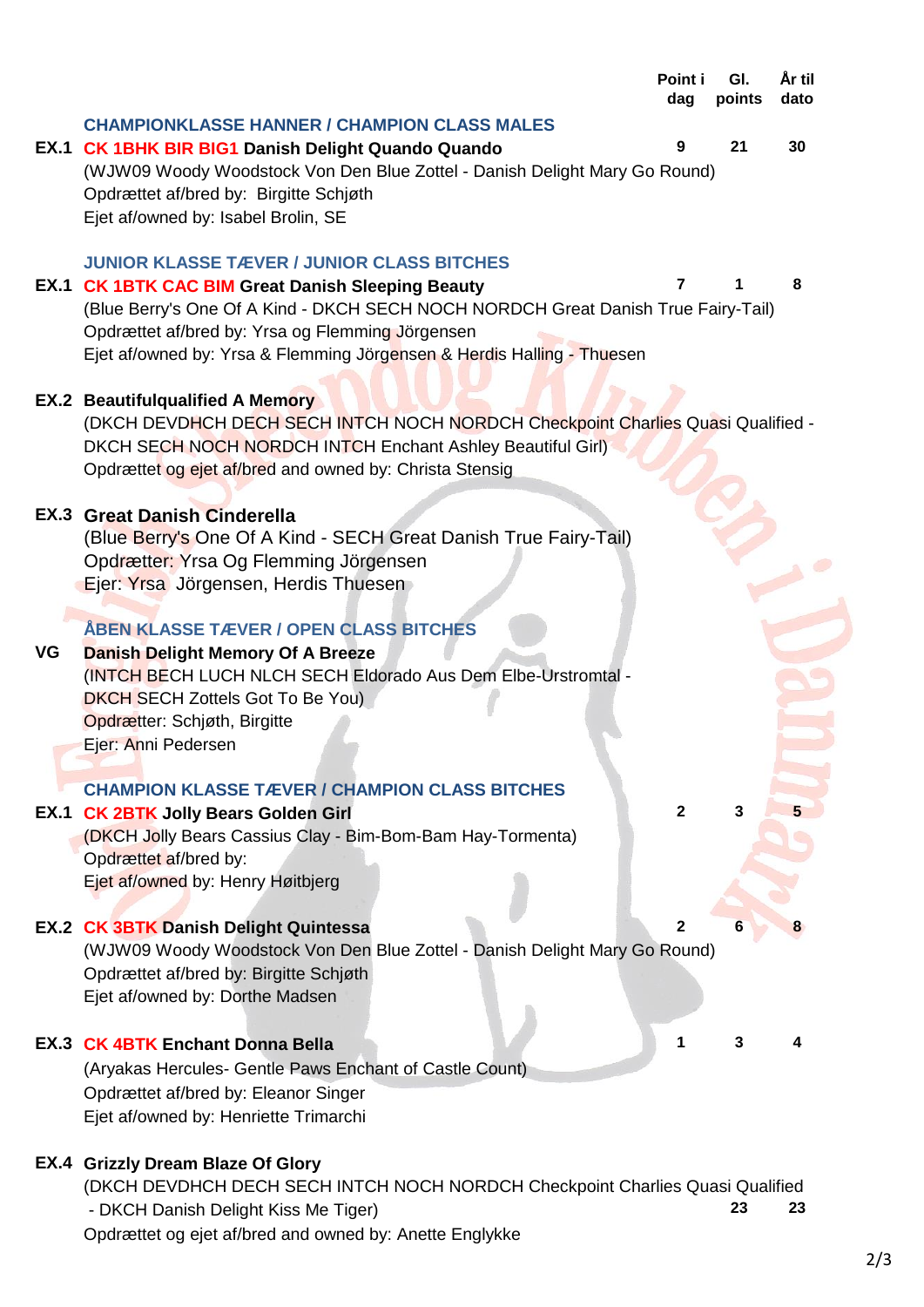| | | Point i dag | Gl. points | År til dato |
|---|---|---|---|---|

## CHAMPIONKLASSE HANNER / CHAMPION CLASS MALES

**EX.1** **CK 1BHK BIR BIG1 Danish Delight Quando Quando** — Point i dag: 9 | Gl. points: 21 | År til dato: 30
(WJW09 Woody Woodstock Von Den Blue Zottel - Danish Delight Mary Go Round)
Opdrættet af/bred by: Birgitte Schjøth
Ejet af/owned by: Isabel Brolin, SE

## JUNIOR KLASSE TÆVER / JUNIOR CLASS BITCHES

**EX.1** **CK 1BTK CAC BIM Great Danish Sleeping Beauty** — Point i dag: 7 | Gl. points: 1 | År til dato: 8
(Blue Berry's One Of A Kind - DKCH SECH NOCH NORDCH Great Danish True Fairy-Tail)
Opdrættet af/bred by: Yrsa og Flemming Jörgensen
Ejet af/owned by: Yrsa & Flemming Jörgensen & Herdis Halling - Thuesen

**EX.2** **Beautifulqualified A Memory**
(DKCH DEVDHCH DECH SECH INTCH NOCH NORDCH Checkpoint Charlies Quasi Qualified - DKCH SECH NOCH NORDCH INTCH Enchant Ashley Beautiful Girl)
Opdrættet og ejet af/bred and owned by: Christa Stensig

**EX.3** **Great Danish Cinderella**
(Blue Berry's One Of A Kind - SECH Great Danish True Fairy-Tail)
Opdrætter: Yrsa Og Flemming Jörgensen
Ejer: Yrsa Jörgensen, Herdis Thuesen

## ÅBEN KLASSE TÆVER / OPEN CLASS BITCHES

**VG** **Danish Delight Memory Of A Breeze**
(INTCH BECH LUCH NLCH SECH Eldorado Aus Dem Elbe-Urstromtal - DKCH SECH Zottels Got To Be You)
Opdrætter: Schjøth, Birgitte
Ejer: Anni Pedersen

## CHAMPION KLASSE TÆVER / CHAMPION CLASS BITCHES

**EX.1** **CK 2BTK Jolly Bears Golden Girl** — Point i dag: 2 | Gl. points: 3 | År til dato: 5
(DKCH Jolly Bears Cassius Clay - Bim-Bom-Bam Hay-Tormenta)
Opdrættet af/bred by:
Ejet af/owned by: Henry Høitbjerg

**EX.2** **CK 3BTK Danish Delight Quintessa** — Point i dag: 2 | Gl. points: 6 | År til dato: 8
(WJW09 Woody Woodstock Von Den Blue Zottel - Danish Delight Mary Go Round)
Opdrættet af/bred by: Birgitte Schjøth
Ejet af/owned by: Dorthe Madsen

**EX.3** **CK 4BTK Enchant Donna Bella** — Point i dag: 1 | Gl. points: 3 | År til dato: 4
(Aryakas Hercules- Gentle Paws Enchant of Castle Count)
Opdrættet af/bred by: Eleanor Singer
Ejet af/owned by: Henriette Trimarchi

**EX.4** **Grizzly Dream Blaze Of Glory** — Gl. points: 23 | År til dato: 23
(DKCH DEVDHCH DECH SECH INTCH NOCH NORDCH Checkpoint Charlies Quasi Qualified - DKCH Danish Delight Kiss Me Tiger)
Opdrættet og ejet af/bred and owned by: Anette Englykke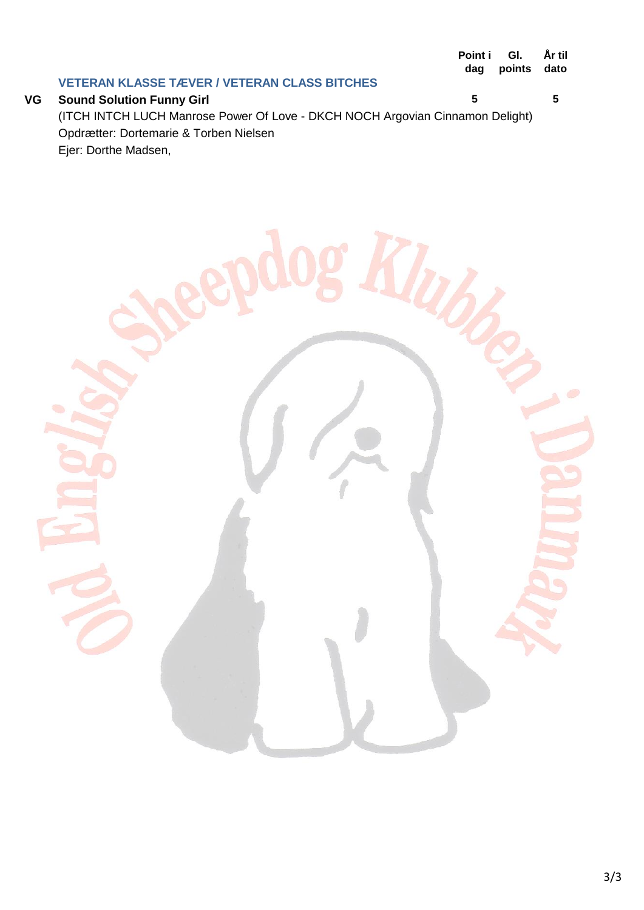| | | Point i dag | Gl. points | År til dato |
|---|---|---|---|---|
| | **VETERAN KLASSE TÆVER / VETERAN CLASS BITCHES** | | | |
| **VG** | **Sound Solution Funny Girl** | **5** | | **5** |

(ITCH INTCH LUCH Manrose Power Of Love - DKCH NOCH Argovian Cinnamon Delight)
Opdrætter: Dortemarie & Torben Nielsen
Ejer: Dorthe Madsen,